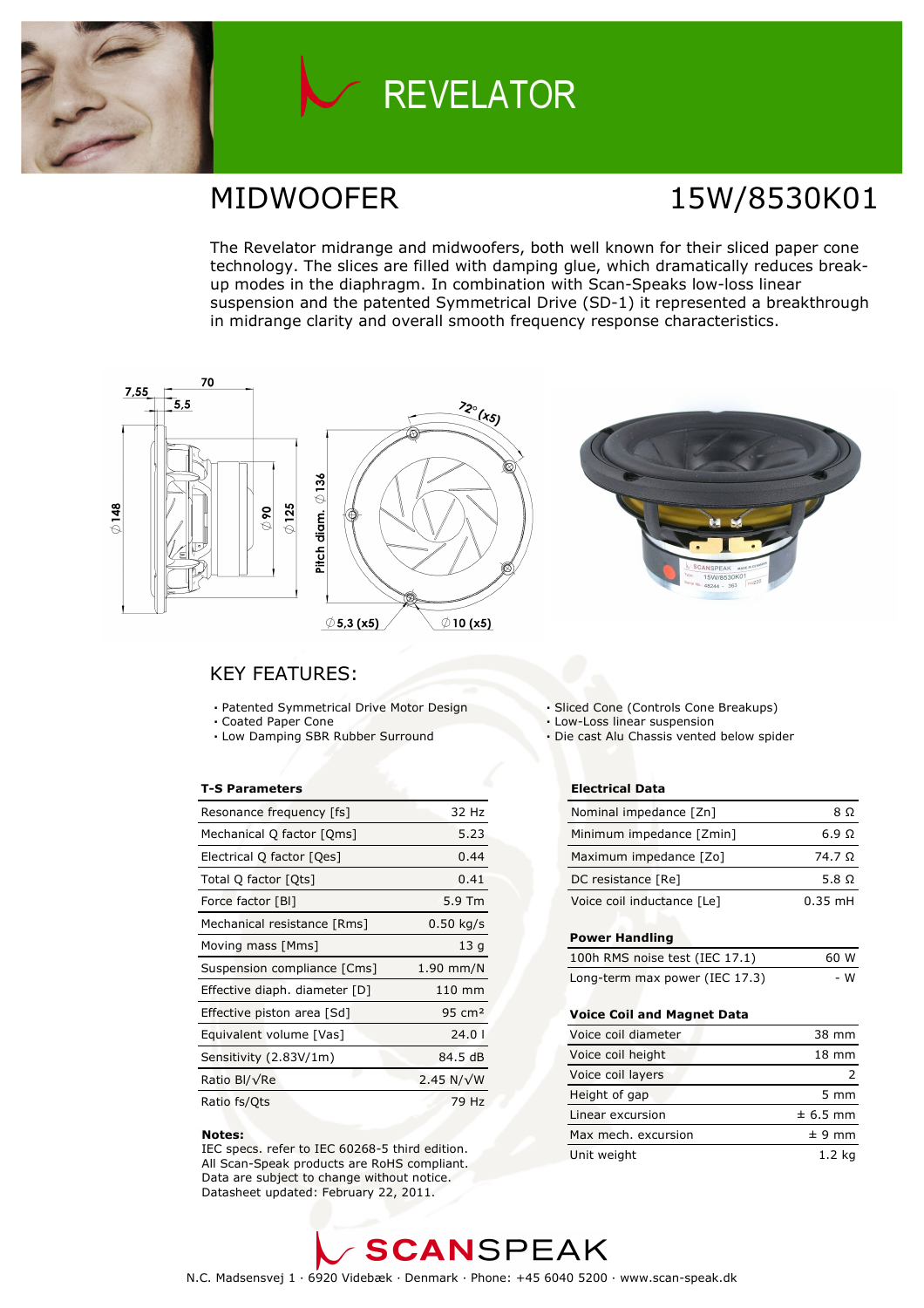# REVELATOR

## MIDWOOFER 15W/8530K01

The Revelator midrange and midwoofers, both well known for their sliced paper cone technology. The slices are filled with damping glue, which dramatically reduces break-up modes in the diaphragm. In combination with Scan-Speaks low-loss linear suspension and the patented Symmetrical Drive (SD-1) it represented a breakthrough in midrange clarity and overall smooth frequency response characteristics.

## KEY FEATURES:

- Patented Symmetrical Drive Motor Design
- Coated Paper Cone
- Low Damping SBR Rubber Surround
- Sliced Cone (Controls Cone Breakups)
- Low-Loss linear suspension
- Die cast Alu Chassis vented below spider

| T-S Parameters | |
|---|---|
| Resonance frequency [fs] | 32 Hz |
| Mechanical Q factor [Qms] | 5.23 |
| Electrical Q factor [Qes] | 0.44 |
| Total Q factor [Qts] | 0.41 |
| Force factor [Bl] | 5.9 Tm |
| Mechanical resistance [Rms] | 0.50 kg/s |
| Moving mass [Mms] | 13 g |
| Suspension compliance [Cms] | 1.90 mm/N |
| Effective diaph. diameter [D] | 110 mm |
| Effective piston area [Sd] | 95 cm² |
| Equivalent volume [Vas] | 24.0 l |
| Sensitivity (2.83V/1m) | 84.5 dB |
| Ratio Bl/√Re | 2.45 N/√W |
| Ratio fs/Qts | 79 Hz |

**Notes:**
IEC specs. refer to IEC 60268-5 third edition.
All Scan-Speak products are RoHS compliant.
Data are subject to change without notice.
Datasheet updated: February 22, 2011.

| Electrical Data | |
|---|---|
| Nominal impedance [Zn] | 8 Ω |
| Minimum impedance [Zmin] | 6.9 Ω |
| Maximum impedance [Zo] | 74.7 Ω |
| DC resistance [Re] | 5.8 Ω |
| Voice coil inductance [Le] | 0.35 mH |

| Power Handling | |
|---|---|
| 100h RMS noise test (IEC 17.1) | 60 W |
| Long-term max power (IEC 17.3) | - W |

| Voice Coil and Magnet Data | |
|---|---|
| Voice coil diameter | 38 mm |
| Voice coil height | 18 mm |
| Voice coil layers | 2 |
| Height of gap | 5 mm |
| Linear excursion | ± 6.5 mm |
| Max mech. excursion | ± 9 mm |
| Unit weight | 1.2 kg |

SCANSPEAK
N.C. Madsensvej 1 · 6920 Videbæk · Denmark · Phone: +45 6040 5200 · www.scan-speak.dk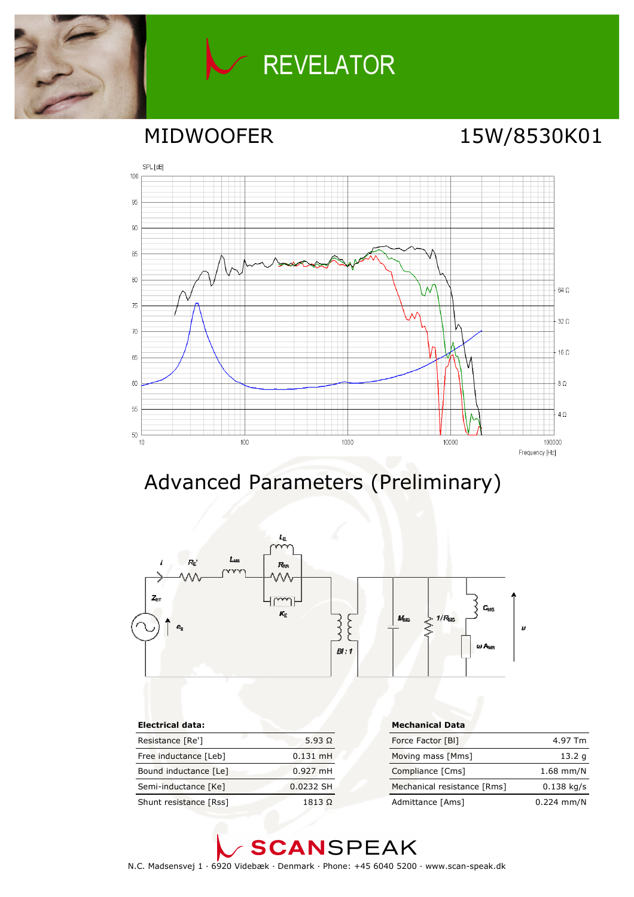# REVELATOR

## MIDWOOFER

## 15W/8530K01

SPL [dB]

100
95
90
85
80
75
70
65
60
55
50

64 Ω
32 Ω
16 Ω
8 Ω
4 Ω

10
100
1000
10000
100000

Frequency [Hz]

## Advanced Parameters (Preliminary)

$L_E$
$R_E'$
$L_{eb}$
$R_{SS}$
$K_E$
$i$
$Z_{ET}$
$e_g$
$Bl : 1$
$M_{MS}$
$1/R_{MS}$
$C_{MS}$
$\omega A_{MS}$
$u$

| **Electrical data:** | |
|---|---|
| Resistance [Re'] | 5.93 Ω |
| Free inductance [Leb] | 0.131 mH |
| Bound inductance [Le] | 0.927 mH |
| Semi-inductance [Ke] | 0.0232 SH |
| Shunt resistance [Rss] | 1813 Ω |

| **Mechanical Data** | |
|---|---|
| Force Factor [Bl] | 4.97 Tm |
| Moving mass [Mms] | 13.2 g |
| Compliance [Cms] | 1.68 mm/N |
| Mechanical resistance [Rms] | 0.138 kg/s |
| Admittance [Ams] | 0.224 mm/N |

SCANSPEAK

N.C. Madsensvej 1 · 6920 Videbæk · Denmark · Phone: +45 6040 5200 · www.scan-speak.dk